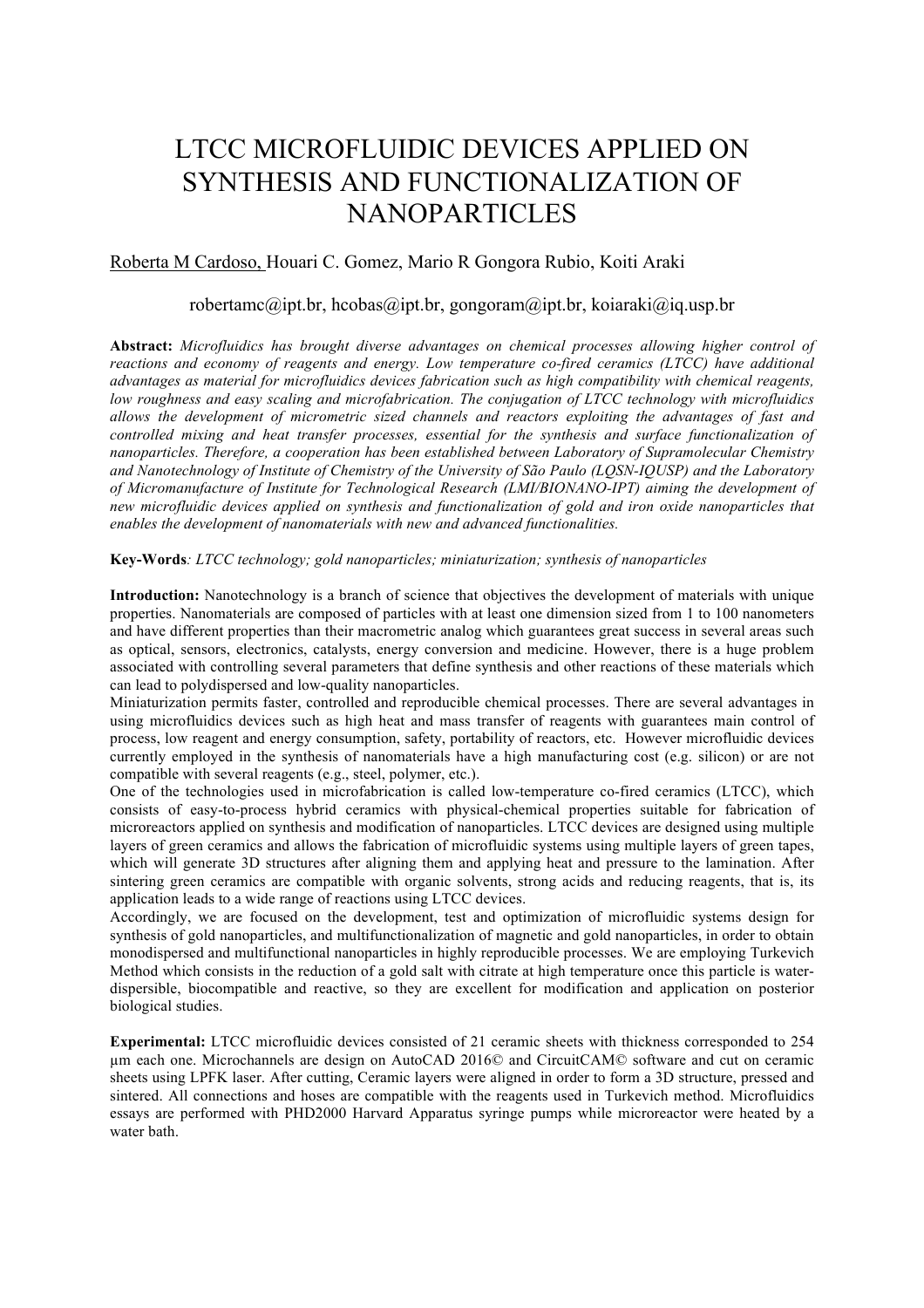# LTCC MICROFLUIDIC DEVICES APPLIED ON SYNTHESIS AND FUNCTIONALIZATION OF NANOPARTICLES

Roberta M Cardoso, Houari C. Gomez, Mario R Gongora Rubio, Koiti Araki

robertamc@ipt.br, hcobas@ipt.br, gongoram@ipt.br, koiaraki@iq.usp.br

**Abstract:** *Microfluidics has brought diverse advantages on chemical processes allowing higher control of reactions and economy of reagents and energy. Low temperature co-fired ceramics (LTCC) have additional advantages as material for microfluidics devices fabrication such as high compatibility with chemical reagents, low roughness and easy scaling and microfabrication. The conjugation of LTCC technology with microfluidics allows the development of micrometric sized channels and reactors exploiting the advantages of fast and controlled mixing and heat transfer processes, essential for the synthesis and surface functionalization of nanoparticles. Therefore, a cooperation has been established between Laboratory of Supramolecular Chemistry and Nanotechnology of Institute of Chemistry of the University of São Paulo (LQSN-IQUSP) and the Laboratory of Micromanufacture of Institute for Technological Research (LMI/BIONANO-IPT) aiming the development of new microfluidic devices applied on synthesis and functionalization of gold and iron oxide nanoparticles that enables the development of nanomaterials with new and advanced functionalities.*

**Key-Words***: LTCC technology; gold nanoparticles; miniaturization; synthesis of nanoparticles*

**Introduction:** Nanotechnology is a branch of science that objectives the development of materials with unique properties. Nanomaterials are composed of particles with at least one dimension sized from 1 to 100 nanometers and have different properties than their macrometric analog which guarantees great success in several areas such as optical, sensors, electronics, catalysts, energy conversion and medicine. However, there is a huge problem associated with controlling several parameters that define synthesis and other reactions of these materials which can lead to polydispersed and low-quality nanoparticles.

Miniaturization permits faster, controlled and reproducible chemical processes. There are several advantages in using microfluidics devices such as high heat and mass transfer of reagents with guarantees main control of process, low reagent and energy consumption, safety, portability of reactors, etc. However microfluidic devices currently employed in the synthesis of nanomaterials have a high manufacturing cost (e.g. silicon) or are not compatible with several reagents (e.g., steel, polymer, etc.).

One of the technologies used in microfabrication is called low-temperature co-fired ceramics (LTCC), which consists of easy-to-process hybrid ceramics with physical-chemical properties suitable for fabrication of microreactors applied on synthesis and modification of nanoparticles. LTCC devices are designed using multiple layers of green ceramics and allows the fabrication of microfluidic systems using multiple layers of green tapes, which will generate 3D structures after aligning them and applying heat and pressure to the lamination. After sintering green ceramics are compatible with organic solvents, strong acids and reducing reagents, that is, its application leads to a wide range of reactions using LTCC devices.

Accordingly, we are focused on the development, test and optimization of microfluidic systems design for synthesis of gold nanoparticles, and multifunctionalization of magnetic and gold nanoparticles, in order to obtain monodispersed and multifunctional nanoparticles in highly reproducible processes. We are employing Turkevich Method which consists in the reduction of a gold salt with citrate at high temperature once this particle is water-dispersible, biocompatible and reactive, so they are excellent for modification and application on posterior biological studies.

**Experimental:** LTCC microfluidic devices consisted of 21 ceramic sheets with thickness corresponded to 254 µm each one. Microchannels are design on AutoCAD 2016© and CircuitCAM© software and cut on ceramic sheets using LPFK laser. After cutting, Ceramic layers were aligned in order to form a 3D structure, pressed and sintered. All connections and hoses are compatible with the reagents used in Turkevich method. Microfluidics essays are performed with PHD2000 Harvard Apparatus syringe pumps while microreactor were heated by a water bath.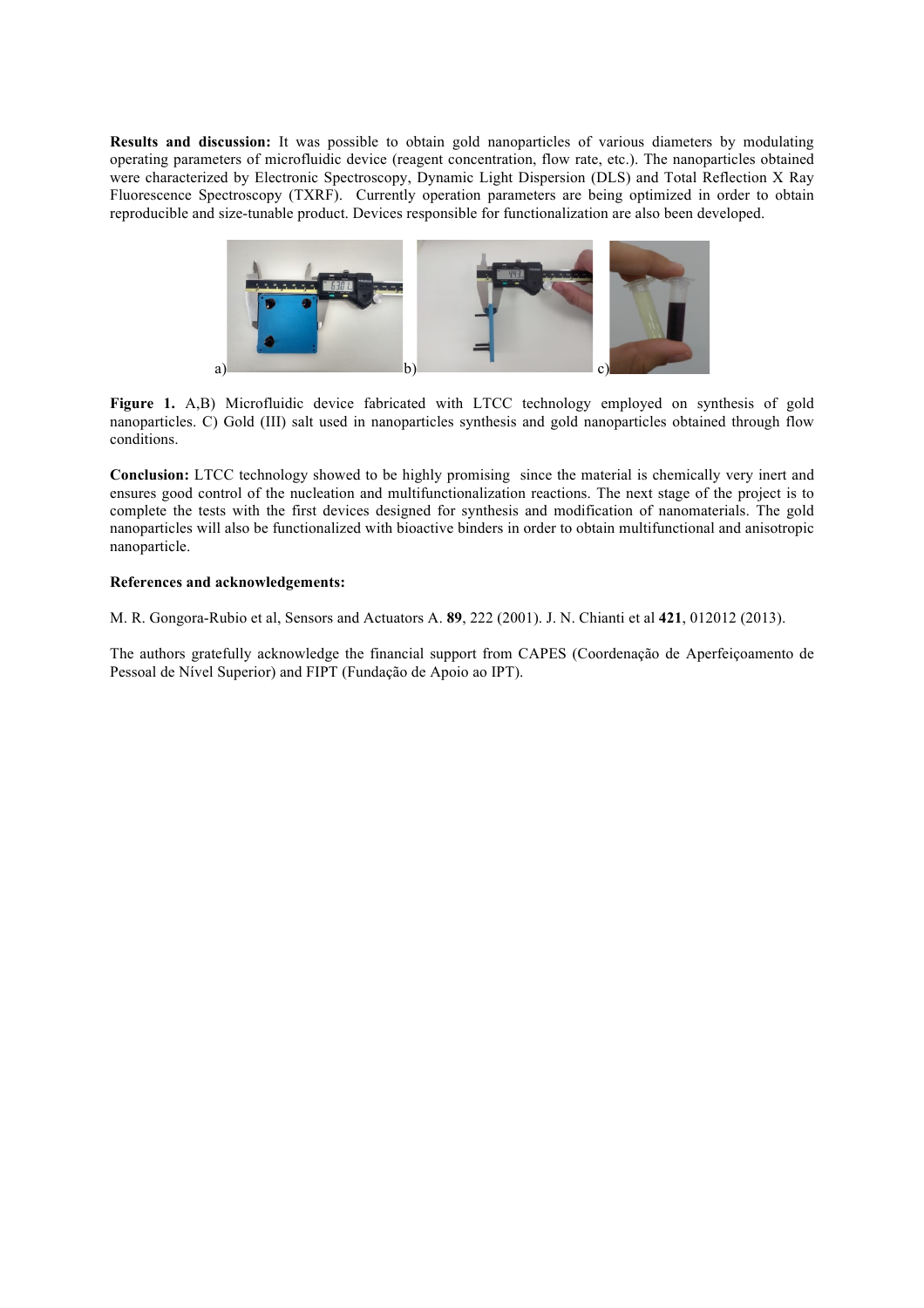**Results and discussion:** It was possible to obtain gold nanoparticles of various diameters by modulating operating parameters of microfluidic device (reagent concentration, flow rate, etc.). The nanoparticles obtained were characterized by Electronic Spectroscopy, Dynamic Light Dispersion (DLS) and Total Reflection X Ray Fluorescence Spectroscopy (TXRF). Currently operation parameters are being optimized in order to obtain reproducible and size-tunable product. Devices responsible for functionalization are also been developed.

a) b) c)

**Figure 1.** A,B) Microfluidic device fabricated with LTCC technology employed on synthesis of gold nanoparticles. C) Gold (III) salt used in nanoparticles synthesis and gold nanoparticles obtained through flow conditions.

**Conclusion:** LTCC technology showed to be highly promising since the material is chemically very inert and ensures good control of the nucleation and multifunctionalization reactions. The next stage of the project is to complete the tests with the first devices designed for synthesis and modification of nanomaterials. The gold nanoparticles will also be functionalized with bioactive binders in order to obtain multifunctional and anisotropic nanoparticle.

**References and acknowledgements:**

M. R. Gongora-Rubio et al, Sensors and Actuators A. **89**, 222 (2001). J. N. Chianti et al **421**, 012012 (2013).

The authors gratefully acknowledge the financial support from CAPES (Coordenação de Aperfeiçoamento de Pessoal de Nível Superior) and FIPT (Fundação de Apoio ao IPT).